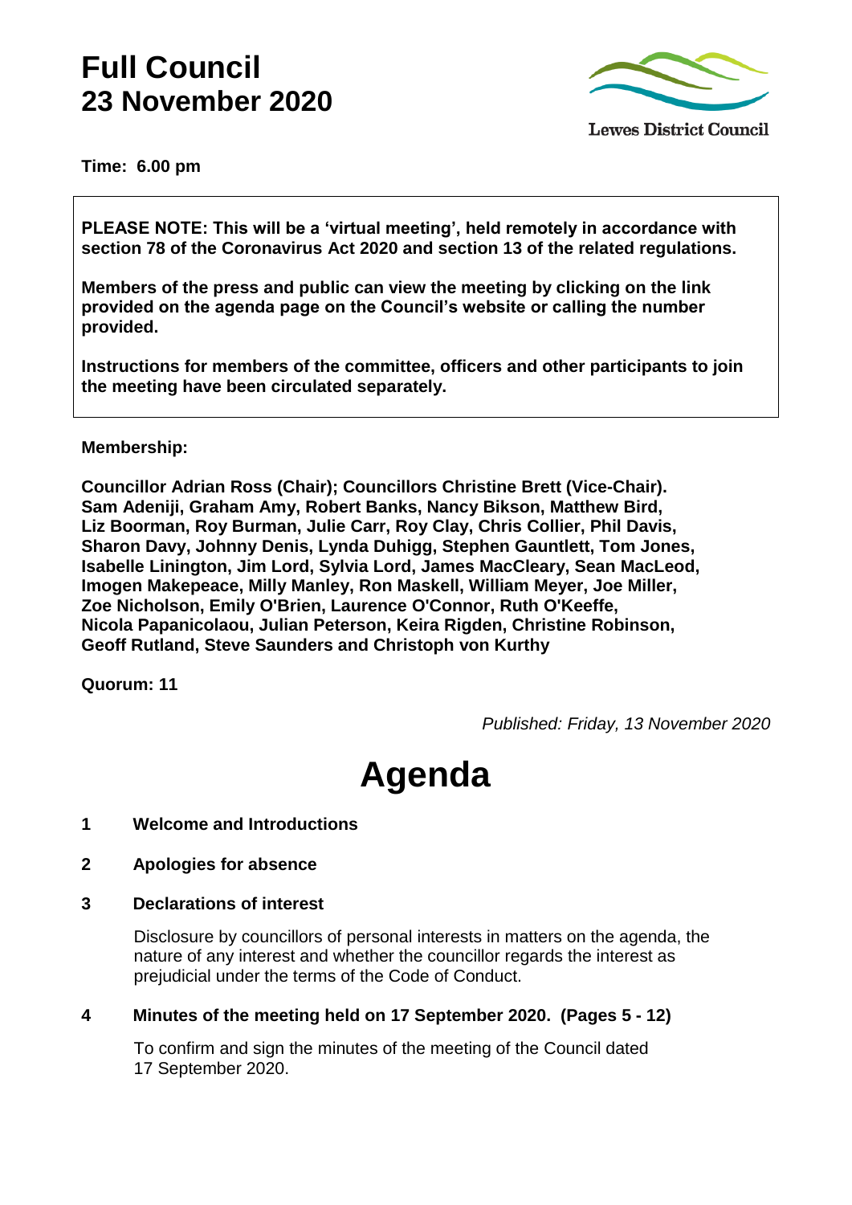# Full Council
## 23 November 2020

Lewes District Council

**Time: 6.00 pm**

**PLEASE NOTE: This will be a 'virtual meeting', held remotely in accordance with section 78 of the Coronavirus Act 2020 and section 13 of the related regulations.**

**Members of the press and public can view the meeting by clicking on the link provided on the agenda page on the Council's website or calling the number provided.**

**Instructions for members of the committee, officers and other participants to join the meeting have been circulated separately.**

**Membership:**

**Councillor Adrian Ross (Chair); Councillors Christine Brett (Vice-Chair). Sam Adeniji, Graham Amy, Robert Banks, Nancy Bikson, Matthew Bird, Liz Boorman, Roy Burman, Julie Carr, Roy Clay, Chris Collier, Phil Davis, Sharon Davy, Johnny Denis, Lynda Duhigg, Stephen Gauntlett, Tom Jones, Isabelle Linington, Jim Lord, Sylvia Lord, James MacCleary, Sean MacLeod, Imogen Makepeace, Milly Manley, Ron Maskell, William Meyer, Joe Miller, Zoe Nicholson, Emily O'Brien, Laurence O'Connor, Ruth O'Keeffe, Nicola Papanicolaou, Julian Peterson, Keira Rigden, Christine Robinson, Geoff Rutland, Steve Saunders and Christoph von Kurthy**

**Quorum: 11**

*Published: Friday, 13 November 2020*

# Agenda

**1 Welcome and Introductions**

**2 Apologies for absence**

**3 Declarations of interest**

Disclosure by councillors of personal interests in matters on the agenda, the nature of any interest and whether the councillor regards the interest as prejudicial under the terms of the Code of Conduct.

**4 Minutes of the meeting held on 17 September 2020. (Pages 5 - 12)**

To confirm and sign the minutes of the meeting of the Council dated 17 September 2020.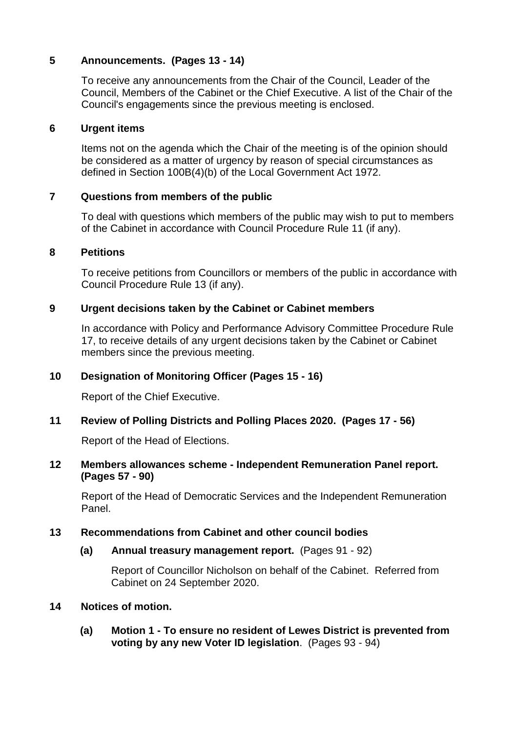## 5 Announcements. (Pages 13 - 14)

To receive any announcements from the Chair of the Council, Leader of the Council, Members of the Cabinet or the Chief Executive. A list of the Chair of the Council's engagements since the previous meeting is enclosed.

## 6 Urgent items

Items not on the agenda which the Chair of the meeting is of the opinion should be considered as a matter of urgency by reason of special circumstances as defined in Section 100B(4)(b) of the Local Government Act 1972.

## 7 Questions from members of the public

To deal with questions which members of the public may wish to put to members of the Cabinet in accordance with Council Procedure Rule 11 (if any).

## 8 Petitions

To receive petitions from Councillors or members of the public in accordance with Council Procedure Rule 13 (if any).

## 9 Urgent decisions taken by the Cabinet or Cabinet members

In accordance with Policy and Performance Advisory Committee Procedure Rule 17, to receive details of any urgent decisions taken by the Cabinet or Cabinet members since the previous meeting.

## 10 Designation of Monitoring Officer (Pages 15 - 16)

Report of the Chief Executive.

## 11 Review of Polling Districts and Polling Places 2020. (Pages 17 - 56)

Report of the Head of Elections.

## 12 Members allowances scheme - Independent Remuneration Panel report. (Pages 57 - 90)

Report of the Head of Democratic Services and the Independent Remuneration Panel.

## 13 Recommendations from Cabinet and other council bodies

### (a) Annual treasury management report. (Pages 91 - 92)

Report of Councillor Nicholson on behalf of the Cabinet. Referred from Cabinet on 24 September 2020.

## 14 Notices of motion.

### (a) Motion 1 - To ensure no resident of Lewes District is prevented from voting by any new Voter ID legislation. (Pages 93 - 94)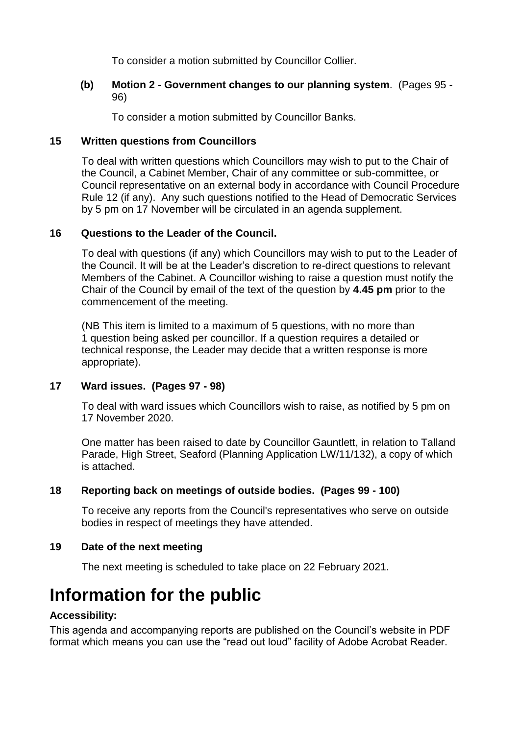To consider a motion submitted by Councillor Collier.

**(b) Motion 2 - Government changes to our planning system**. (Pages 95 - 96)

To consider a motion submitted by Councillor Banks.

**15 Written questions from Councillors**

To deal with written questions which Councillors may wish to put to the Chair of the Council, a Cabinet Member, Chair of any committee or sub-committee, or Council representative on an external body in accordance with Council Procedure Rule 12 (if any). Any such questions notified to the Head of Democratic Services by 5 pm on 17 November will be circulated in an agenda supplement.

**16 Questions to the Leader of the Council.**

To deal with questions (if any) which Councillors may wish to put to the Leader of the Council. It will be at the Leader's discretion to re-direct questions to relevant Members of the Cabinet. A Councillor wishing to raise a question must notify the Chair of the Council by email of the text of the question by **4.45 pm** prior to the commencement of the meeting.

(NB This item is limited to a maximum of 5 questions, with no more than 1 question being asked per councillor. If a question requires a detailed or technical response, the Leader may decide that a written response is more appropriate).

**17 Ward issues. (Pages 97 - 98)**

To deal with ward issues which Councillors wish to raise, as notified by 5 pm on 17 November 2020.

One matter has been raised to date by Councillor Gauntlett, in relation to Talland Parade, High Street, Seaford (Planning Application LW/11/132), a copy of which is attached.

**18 Reporting back on meetings of outside bodies. (Pages 99 - 100)**

To receive any reports from the Council's representatives who serve on outside bodies in respect of meetings they have attended.

**19 Date of the next meeting**

The next meeting is scheduled to take place on 22 February 2021.

# Information for the public

**Accessibility:**

This agenda and accompanying reports are published on the Council's website in PDF format which means you can use the "read out loud" facility of Adobe Acrobat Reader.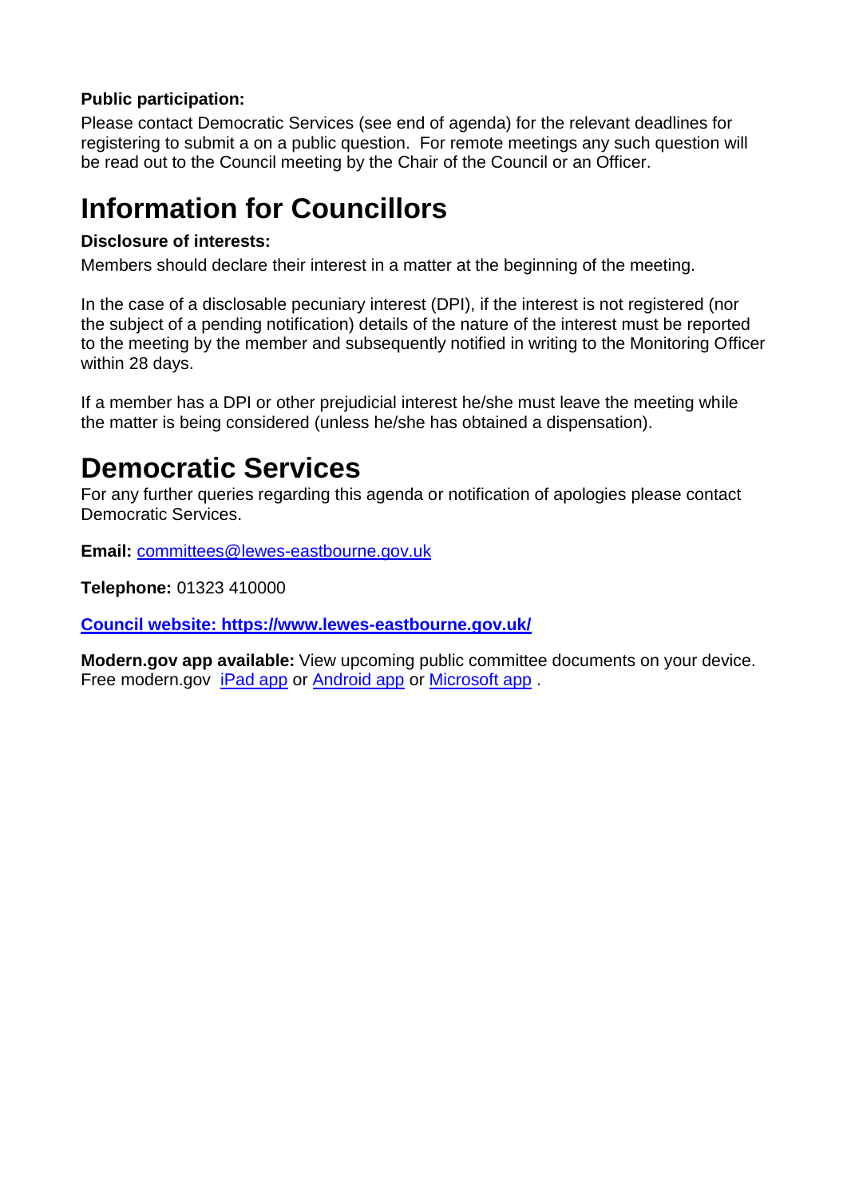**Public participation:**

Please contact Democratic Services (see end of agenda) for the relevant deadlines for registering to submit a on a public question. For remote meetings any such question will be read out to the Council meeting by the Chair of the Council or an Officer.

# Information for Councillors

**Disclosure of interests:**

Members should declare their interest in a matter at the beginning of the meeting.

In the case of a disclosable pecuniary interest (DPI), if the interest is not registered (nor the subject of a pending notification) details of the nature of the interest must be reported to the meeting by the member and subsequently notified in writing to the Monitoring Officer within 28 days.

If a member has a DPI or other prejudicial interest he/she must leave the meeting while the matter is being considered (unless he/she has obtained a dispensation).

# Democratic Services

For any further queries regarding this agenda or notification of apologies please contact Democratic Services.

**Email:** committees@lewes-eastbourne.gov.uk

**Telephone:** 01323 410000

**Council website: https://www.lewes-eastbourne.gov.uk/**

**Modern.gov app available:** View upcoming public committee documents on your device. Free modern.gov iPad app or Android app or Microsoft app .